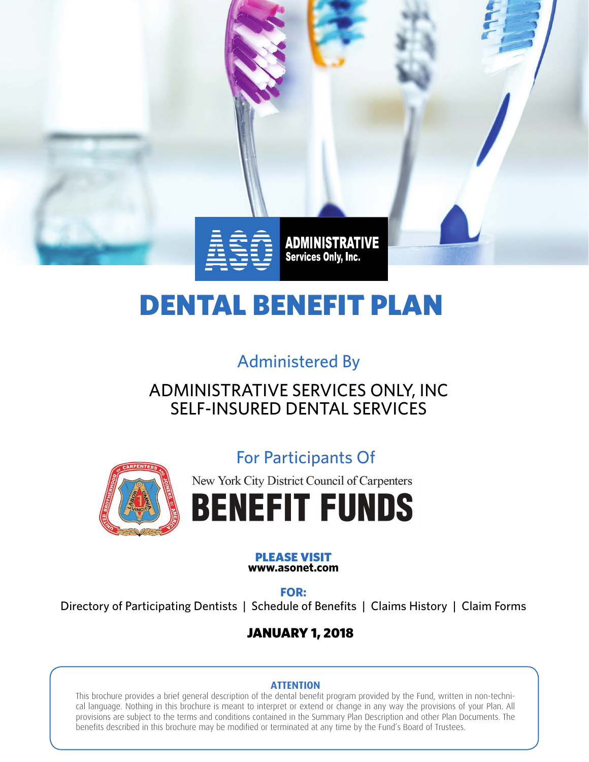ASO ADMINISTRATIVE Services Only, Inc.

# DENTAL BENEFIT PLAN

Administered By

ADMINISTRATIVE SERVICES ONLY, INC
SELF-INSURED DENTAL SERVICES

For Participants Of

New York City District Council of Carpenters
**BENEFIT FUNDS**

**PLEASE VISIT**
**www.asonet.com**

**FOR:**
Directory of Participating Dentists | Schedule of Benefits | Claims History | Claim Forms

**JANUARY 1, 2018**

**ATTENTION**

This brochure provides a brief general description of the dental benefit program provided by the Fund, written in non-technical language. Nothing in this brochure is meant to interpret or extend or change in any way the provisions of your Plan. All provisions are subject to the terms and conditions contained in the Summary Plan Description and other Plan Documents. The benefits described in this brochure may be modified or terminated at any time by the Fund's Board of Trustees.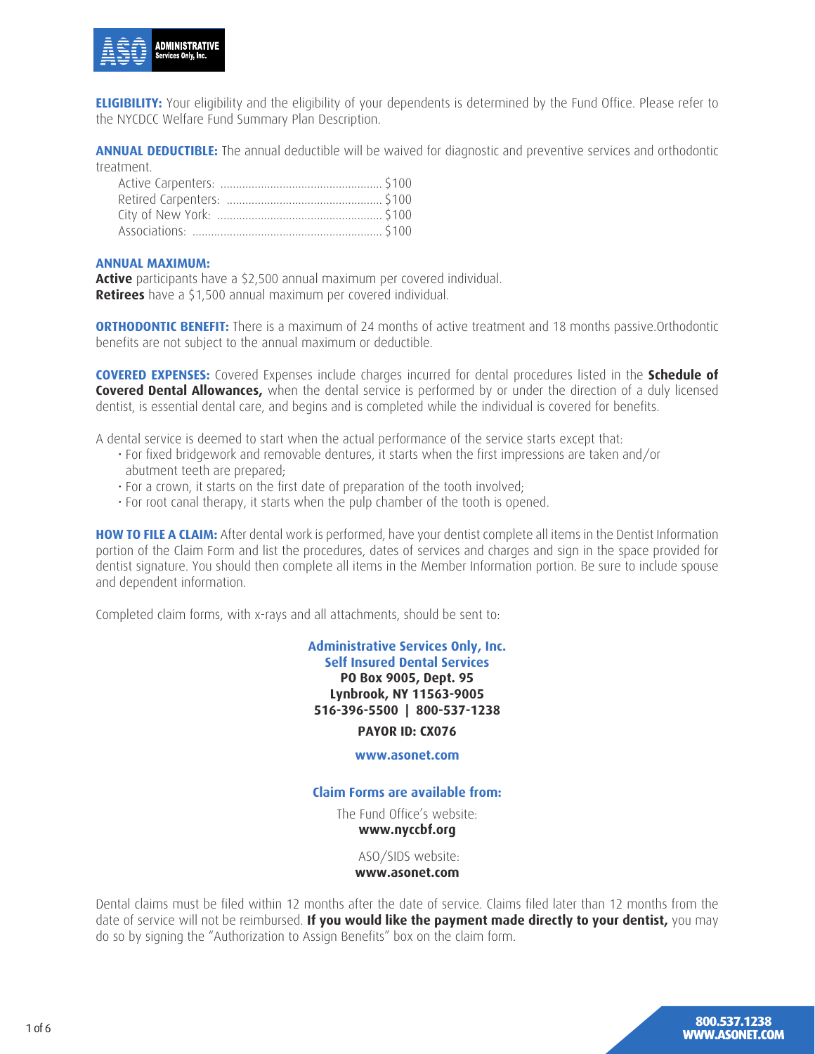**ELIGIBILITY:** Your eligibility and the eligibility of your dependents is determined by the Fund Office. Please refer to the NYCDCC Welfare Fund Summary Plan Description.

**ANNUAL DEDUCTIBLE:** The annual deductible will be waived for diagnostic and preventive services and orthodontic treatment.

| | |
|---|---|
| Active Carpenters: | $100 |
| Retired Carpenters: | $100 |
| City of New York: | $100 |
| Associations: | $100 |

**ANNUAL MAXIMUM:**

**Active** participants have a $2,500 annual maximum per covered individual.
**Retirees** have a $1,500 annual maximum per covered individual.

**ORTHODONTIC BENEFIT:** There is a maximum of 24 months of active treatment and 18 months passive.Orthodontic benefits are not subject to the annual maximum or deductible.

**COVERED EXPENSES:** Covered Expenses include charges incurred for dental procedures listed in the **Schedule of Covered Dental Allowances,** when the dental service is performed by or under the direction of a duly licensed dentist, is essential dental care, and begins and is completed while the individual is covered for benefits.

A dental service is deemed to start when the actual performance of the service starts except that:

- For fixed bridgework and removable dentures, it starts when the first impressions are taken and/or abutment teeth are prepared;
- For a crown, it starts on the first date of preparation of the tooth involved;
- For root canal therapy, it starts when the pulp chamber of the tooth is opened.

**HOW TO FILE A CLAIM:** After dental work is performed, have your dentist complete all items in the Dentist Information portion of the Claim Form and list the procedures, dates of services and charges and sign in the space provided for dentist signature. You should then complete all items in the Member Information portion. Be sure to include spouse and dependent information.

Completed claim forms, with x-rays and all attachments, should be sent to:

**Administrative Services Only, Inc.**
**Self Insured Dental Services**
**PO Box 9005, Dept. 95**
**Lynbrook, NY 11563-9005**
**516-396-5500 | 800-537-1238**

**PAYOR ID: CX076**

**www.asonet.com**

**Claim Forms are available from:**

The Fund Office's website:
**www.nyccbf.org**

ASO/SIDS website:
**www.asonet.com**

Dental claims must be filed within 12 months after the date of service. Claims filed later than 12 months from the date of service will not be reimbursed. **If you would like the payment made directly to your dentist,** you may do so by signing the "Authorization to Assign Benefits" box on the claim form.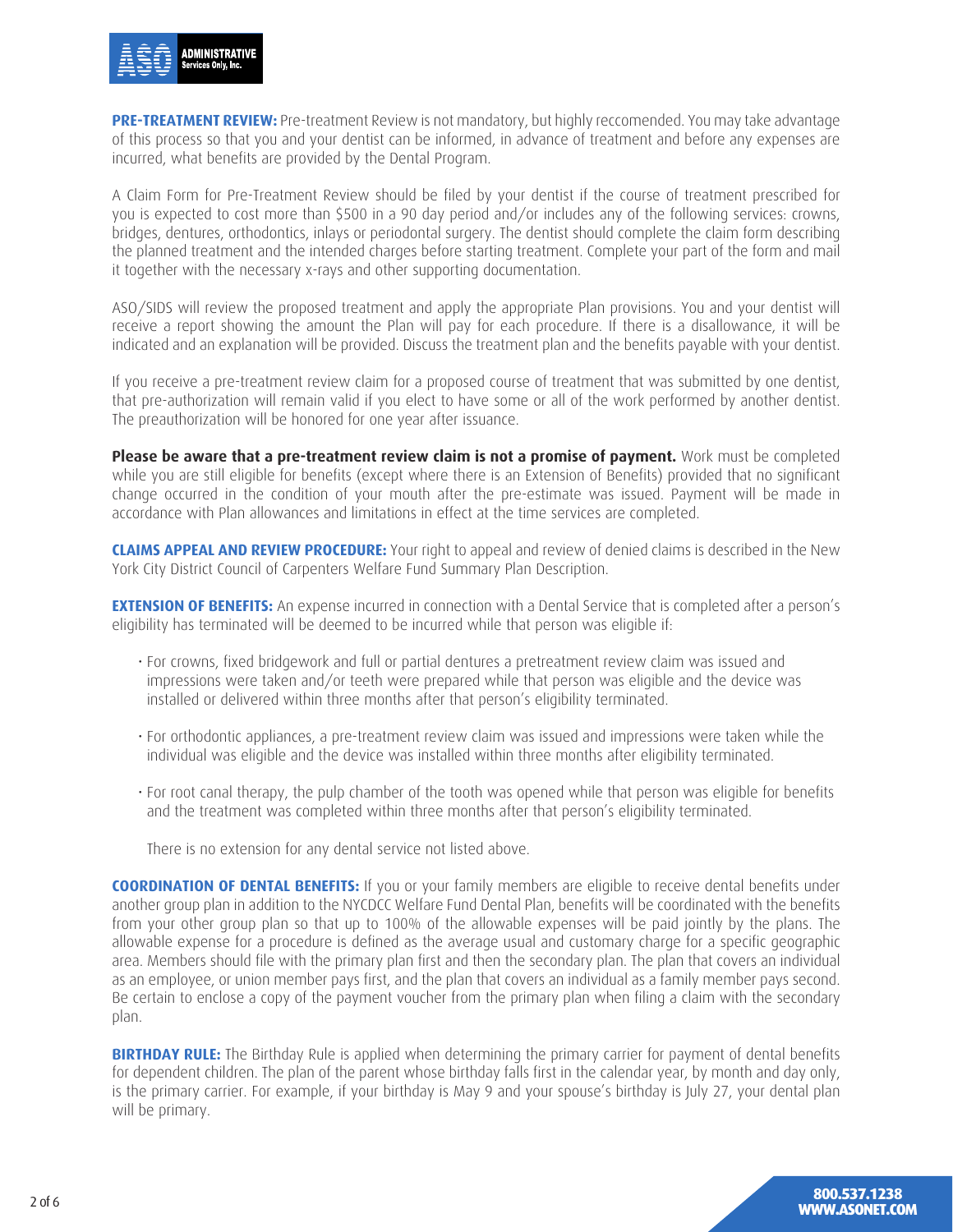**PRE-TREATMENT REVIEW:** Pre-treatment Review is not mandatory, but highly reccomended. You may take advantage of this process so that you and your dentist can be informed, in advance of treatment and before any expenses are incurred, what benefits are provided by the Dental Program.

A Claim Form for Pre-Treatment Review should be filed by your dentist if the course of treatment prescribed for you is expected to cost more than $500 in a 90 day period and/or includes any of the following services: crowns, bridges, dentures, orthodontics, inlays or periodontal surgery. The dentist should complete the claim form describing the planned treatment and the intended charges before starting treatment. Complete your part of the form and mail it together with the necessary x-rays and other supporting documentation.

ASO/SIDS will review the proposed treatment and apply the appropriate Plan provisions. You and your dentist will receive a report showing the amount the Plan will pay for each procedure. If there is a disallowance, it will be indicated and an explanation will be provided. Discuss the treatment plan and the benefits payable with your dentist.

If you receive a pre-treatment review claim for a proposed course of treatment that was submitted by one dentist, that pre-authorization will remain valid if you elect to have some or all of the work performed by another dentist. The preauthorization will be honored for one year after issuance.

**Please be aware that a pre-treatment review claim is not a promise of payment.** Work must be completed while you are still eligible for benefits (except where there is an Extension of Benefits) provided that no significant change occurred in the condition of your mouth after the pre-estimate was issued. Payment will be made in accordance with Plan allowances and limitations in effect at the time services are completed.

**CLAIMS APPEAL AND REVIEW PROCEDURE:** Your right to appeal and review of denied claims is described in the New York City District Council of Carpenters Welfare Fund Summary Plan Description.

**EXTENSION OF BENEFITS:** An expense incurred in connection with a Dental Service that is completed after a person's eligibility has terminated will be deemed to be incurred while that person was eligible if:

- For crowns, fixed bridgework and full or partial dentures a pretreatment review claim was issued and impressions were taken and/or teeth were prepared while that person was eligible and the device was installed or delivered within three months after that person's eligibility terminated.
- For orthodontic appliances, a pre-treatment review claim was issued and impressions were taken while the individual was eligible and the device was installed within three months after eligibility terminated.
- For root canal therapy, the pulp chamber of the tooth was opened while that person was eligible for benefits and the treatment was completed within three months after that person's eligibility terminated.

There is no extension for any dental service not listed above.

**COORDINATION OF DENTAL BENEFITS:** If you or your family members are eligible to receive dental benefits under another group plan in addition to the NYCDCC Welfare Fund Dental Plan, benefits will be coordinated with the benefits from your other group plan so that up to 100% of the allowable expenses will be paid jointly by the plans. The allowable expense for a procedure is defined as the average usual and customary charge for a specific geographic area. Members should file with the primary plan first and then the secondary plan. The plan that covers an individual as an employee, or union member pays first, and the plan that covers an individual as a family member pays second. Be certain to enclose a copy of the payment voucher from the primary plan when filing a claim with the secondary plan.

**BIRTHDAY RULE:** The Birthday Rule is applied when determining the primary carrier for payment of dental benefits for dependent children. The plan of the parent whose birthday falls first in the calendar year, by month and day only, is the primary carrier. For example, if your birthday is May 9 and your spouse's birthday is July 27, your dental plan will be primary.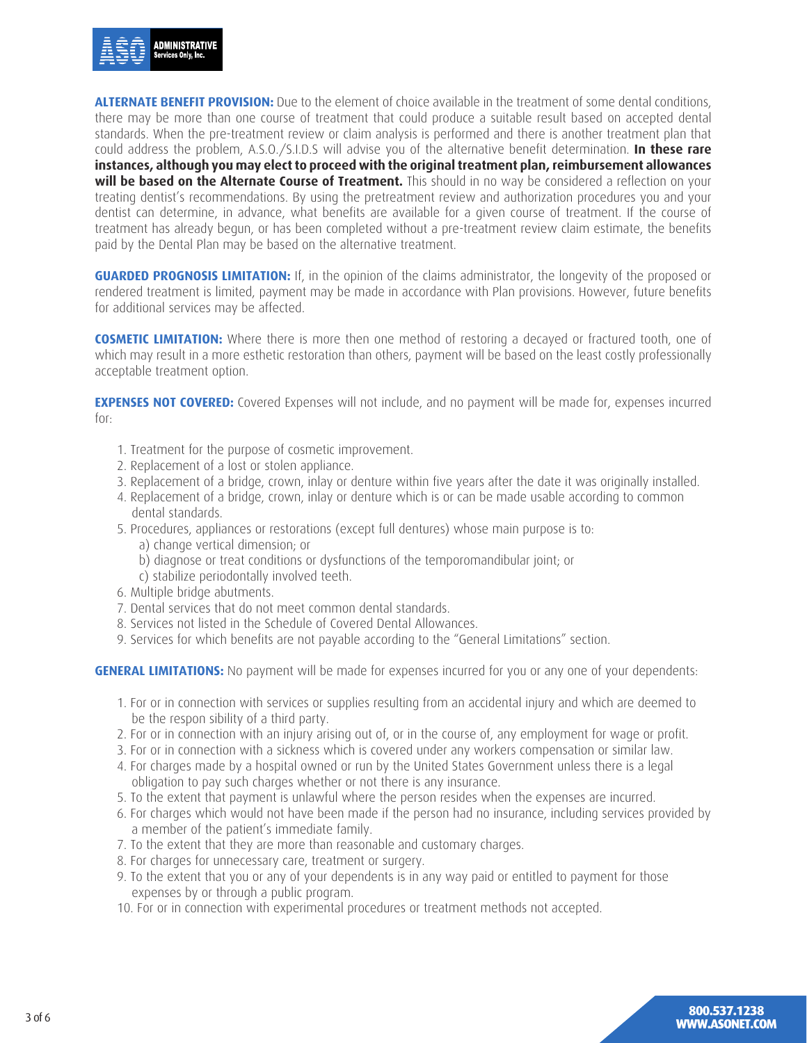**ALTERNATE BENEFIT PROVISION:** Due to the element of choice available in the treatment of some dental conditions, there may be more than one course of treatment that could produce a suitable result based on accepted dental standards. When the pre-treatment review or claim analysis is performed and there is another treatment plan that could address the problem, A.S.O./S.I.D.S will advise you of the alternative benefit determination. **In these rare instances, although you may elect to proceed with the original treatment plan, reimbursement allowances will be based on the Alternate Course of Treatment.** This should in no way be considered a reflection on your treating dentist's recommendations. By using the pretreatment review and authorization procedures you and your dentist can determine, in advance, what benefits are available for a given course of treatment. If the course of treatment has already begun, or has been completed without a pre-treatment review claim estimate, the benefits paid by the Dental Plan may be based on the alternative treatment.

**GUARDED PROGNOSIS LIMITATION:** If, in the opinion of the claims administrator, the longevity of the proposed or rendered treatment is limited, payment may be made in accordance with Plan provisions. However, future benefits for additional services may be affected.

**COSMETIC LIMITATION:** Where there is more then one method of restoring a decayed or fractured tooth, one of which may result in a more esthetic restoration than others, payment will be based on the least costly professionally acceptable treatment option.

**EXPENSES NOT COVERED:** Covered Expenses will not include, and no payment will be made for, expenses incurred for:

1. Treatment for the purpose of cosmetic improvement.
2. Replacement of a lost or stolen appliance.
3. Replacement of a bridge, crown, inlay or denture within five years after the date it was originally installed.
4. Replacement of a bridge, crown, inlay or denture which is or can be made usable according to common dental standards.
5. Procedures, appliances or restorations (except full dentures) whose main purpose is to:
   a) change vertical dimension; or
   b) diagnose or treat conditions or dysfunctions of the temporomandibular joint; or
   c) stabilize periodontally involved teeth.
6. Multiple bridge abutments.
7. Dental services that do not meet common dental standards.
8. Services not listed in the Schedule of Covered Dental Allowances.
9. Services for which benefits are not payable according to the "General Limitations" section.

**GENERAL LIMITATIONS:** No payment will be made for expenses incurred for you or any one of your dependents:

1. For or in connection with services or supplies resulting from an accidental injury and which are deemed to be the respon sibility of a third party.
2. For or in connection with an injury arising out of, or in the course of, any employment for wage or profit.
3. For or in connection with a sickness which is covered under any workers compensation or similar law.
4. For charges made by a hospital owned or run by the United States Government unless there is a legal obligation to pay such charges whether or not there is any insurance.
5. To the extent that payment is unlawful where the person resides when the expenses are incurred.
6. For charges which would not have been made if the person had no insurance, including services provided by a member of the patient's immediate family.
7. To the extent that they are more than reasonable and customary charges.
8. For charges for unnecessary care, treatment or surgery.
9. To the extent that you or any of your dependents is in any way paid or entitled to payment for those expenses by or through a public program.
10. For or in connection with experimental procedures or treatment methods not accepted.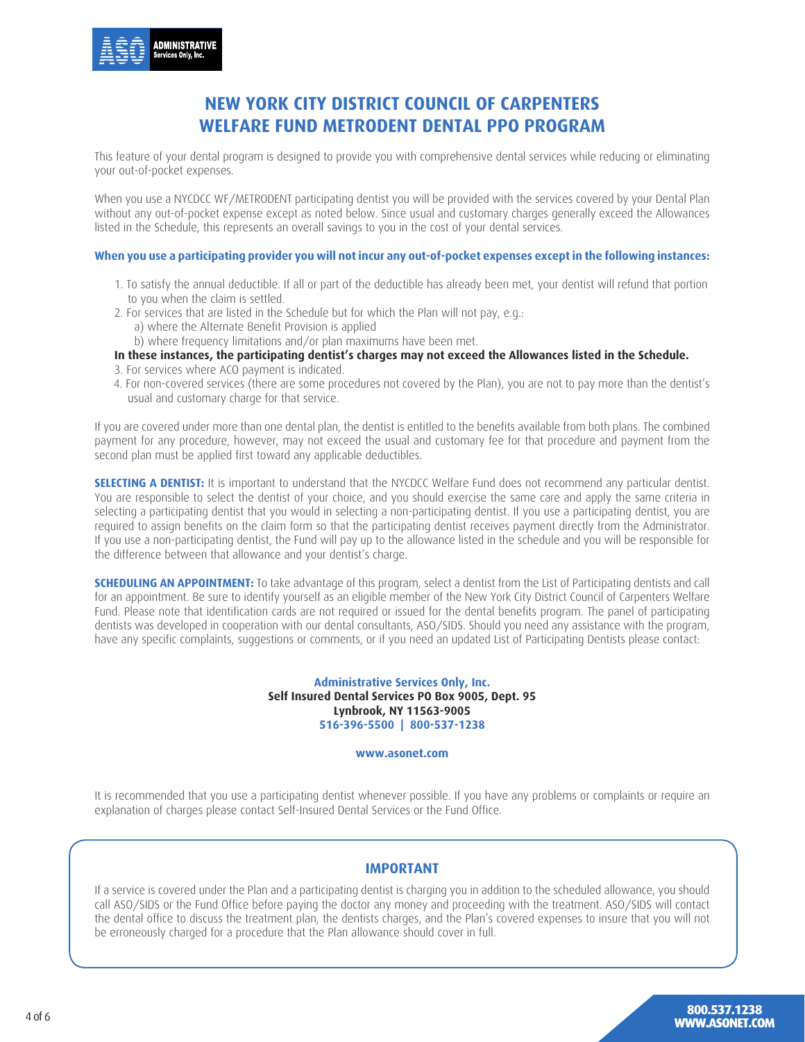# NEW YORK CITY DISTRICT COUNCIL OF CARPENTERS WELFARE FUND METRODENT DENTAL PPO PROGRAM

This feature of your dental program is designed to provide you with comprehensive dental services while reducing or eliminating your out-of-pocket expenses.

When you use a NYCDCC WF/METRODENT participating dentist you will be provided with the services covered by your Dental Plan without any out-of-pocket expense except as noted below. Since usual and customary charges generally exceed the Allowances listed in the Schedule, this represents an overall savings to you in the cost of your dental services.

**When you use a participating provider you will not incur any out-of-pocket expenses except in the following instances:**

1. To satisfy the annual deductible. If all or part of the deductible has already been met, your dentist will refund that portion to you when the claim is settled.
2. For services that are listed in the Schedule but for which the Plan will not pay, e.g.:
   a) where the Alternate Benefit Provision is applied
   b) where frequency limitations and/or plan maximums have been met.

**In these instances, the participating dentist's charges may not exceed the Allowances listed in the Schedule.**

3. For services where ACO payment is indicated.
4. For non-covered services (there are some procedures not covered by the Plan), you are not to pay more than the dentist's usual and customary charge for that service.

If you are covered under more than one dental plan, the dentist is entitled to the benefits available from both plans. The combined payment for any procedure, however, may not exceed the usual and customary fee for that procedure and payment from the second plan must be applied first toward any applicable deductibles.

**SELECTING A DENTIST:** It is important to understand that the NYCDCC Welfare Fund does not recommend any particular dentist. You are responsible to select the dentist of your choice, and you should exercise the same care and apply the same criteria in selecting a participating dentist that you would in selecting a non-participating dentist. If you use a participating dentist, you are required to assign benefits on the claim form so that the participating dentist receives payment directly from the Administrator. If you use a non-participating dentist, the Fund will pay up to the allowance listed in the schedule and you will be responsible for the difference between that allowance and your dentist's charge.

**SCHEDULING AN APPOINTMENT:** To take advantage of this program, select a dentist from the List of Participating dentists and call for an appointment. Be sure to identify yourself as an eligible member of the New York City District Council of Carpenters Welfare Fund. Please note that identification cards are not required or issued for the dental benefits program. The panel of participating dentists was developed in cooperation with our dental consultants, ASO/SIDS. Should you need any assistance with the program, have any specific complaints, suggestions or comments, or if you need an updated List of Participating Dentists please contact:

**Administrative Services Only, Inc.**
**Self Insured Dental Services PO Box 9005, Dept. 95**
**Lynbrook, NY 11563-9005**
**516-396-5500 | 800-537-1238**

**www.asonet.com**

It is recommended that you use a participating dentist whenever possible. If you have any problems or complaints or require an explanation of charges please contact Self-Insured Dental Services or the Fund Office.

## IMPORTANT

If a service is covered under the Plan and a participating dentist is charging you in addition to the scheduled allowance, you should call ASO/SIDS or the Fund Office before paying the doctor any money and proceeding with the treatment. ASO/SIDS will contact the dental office to discuss the treatment plan, the dentists charges, and the Plan's covered expenses to insure that you will not be erroneously charged for a procedure that the Plan allowance should cover in full.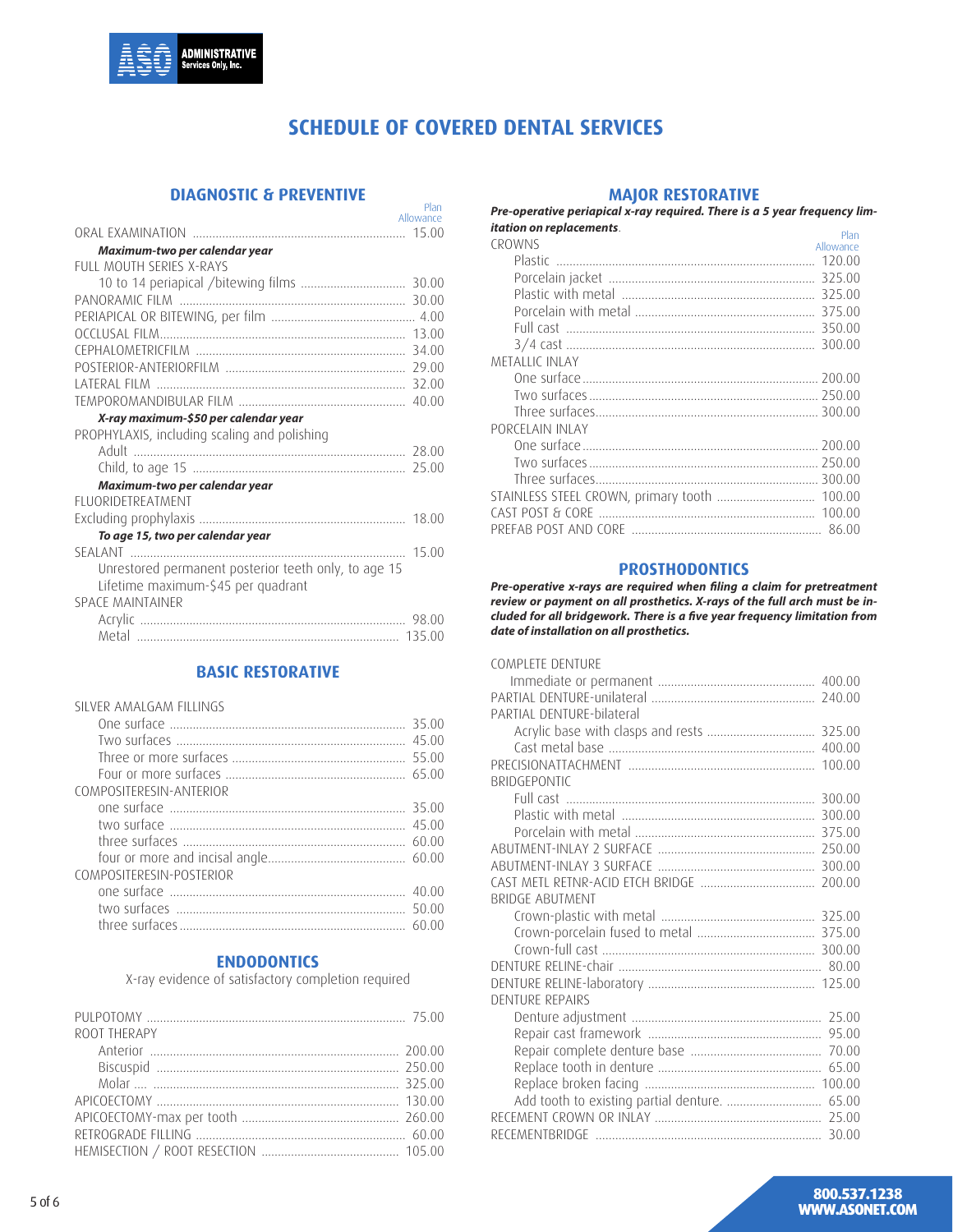# SCHEDULE OF COVERED DENTAL SERVICES

## DIAGNOSTIC & PREVENTIVE

| | Plan Allowance |
|---|---|
| ORAL EXAMINATION | 15.00 |
| ***Maximum-two per calendar year*** | |
| FULL MOUTH SERIES X-RAYS | |
| 10 to 14 periapical /bitewing films | 30.00 |
| PANORAMIC FILM | 30.00 |
| PERIAPICAL OR BITEWING, per film | 4.00 |
| OCCLUSAL FILM | 13.00 |
| CEPHALOMETRICFILM | 34.00 |
| POSTERIOR-ANTERIORFILM | 29.00 |
| LATERAL FILM | 32.00 |
| TEMPOROMANDIBULAR FILM | 40.00 |
| ***X-ray maximum-$50 per calendar year*** | |
| PROPHYLAXIS, including scaling and polishing | |
| Adult | 28.00 |
| Child, to age 15 | 25.00 |
| ***Maximum-two per calendar year*** | |
| FLUORIDETREATMENT | |
| Excluding prophylaxis | 18.00 |
| ***To age 15, two per calendar year*** | |
| SEALANT | 15.00 |
| Unrestored permanent posterior teeth only, to age 15 | |
| Lifetime maximum-$45 per quadrant | |
| SPACE MAINTAINER | |
| Acrylic | 98.00 |
| Metal | 135.00 |

## BASIC RESTORATIVE

| | |
|---|---|
| SILVER AMALGAM FILLINGS | |
| One surface | 35.00 |
| Two surfaces | 45.00 |
| Three or more surfaces | 55.00 |
| Four or more surfaces | 65.00 |
| COMPOSITERESIN-ANTERIOR | |
| one surface | 35.00 |
| two surface | 45.00 |
| three surfaces | 60.00 |
| four or more and incisal angle | 60.00 |
| COMPOSITERESIN-POSTERIOR | |
| one surface | 40.00 |
| two surfaces | 50.00 |
| three surfaces | 60.00 |

## ENDODONTICS

X-ray evidence of satisfactory completion required

| | |
|---|---|
| PULPOTOMY | 75.00 |
| ROOT THERAPY | |
| Anterior | 200.00 |
| Biscuspid | 250.00 |
| Molar | 325.00 |
| APICOECTOMY | 130.00 |
| APICOECTOMY-max per tooth | 260.00 |
| RETROGRADE FILLING | 60.00 |
| HEMISECTION / ROOT RESECTION | 105.00 |

## MAJOR RESTORATIVE

***Pre-operative periapical x-ray required. There is a 5 year frequency limitation on replacements.***

| | Plan Allowance |
|---|---|
| CROWNS | |
| Plastic | 120.00 |
| Porcelain jacket | 325.00 |
| Plastic with metal | 325.00 |
| Porcelain with metal | 375.00 |
| Full cast | 350.00 |
| 3/4 cast | 300.00 |
| METALLIC INLAY | |
| One surface | 200.00 |
| Two surfaces | 250.00 |
| Three surfaces | 300.00 |
| PORCELAIN INLAY | |
| One surface | 200.00 |
| Two surfaces | 250.00 |
| Three surfaces | 300.00 |
| STAINLESS STEEL CROWN, primary tooth | 100.00 |
| CAST POST & CORE | 100.00 |
| PREFAB POST AND CORE | 86.00 |

## PROSTHODONTICS

***Pre-operative x-rays are required when filing a claim for pretreatment review or payment on all prosthetics. X-rays of the full arch must be included for all bridgework. There is a five year frequency limitation from date of installation on all prosthetics.***

| | |
|---|---|
| COMPLETE DENTURE | |
| Immediate or permanent | 400.00 |
| PARTIAL DENTURE-unilateral | 240.00 |
| PARTIAL DENTURE-bilateral | |
| Acrylic base with clasps and rests | 325.00 |
| Cast metal base | 400.00 |
| PRECISIONATTACHMENT | 100.00 |
| BRIDGEPONTIC | |
| Full cast | 300.00 |
| Plastic with metal | 300.00 |
| Porcelain with metal | 375.00 |
| ABUTMENT-INLAY 2 SURFACE | 250.00 |
| ABUTMENT-INLAY 3 SURFACE | 300.00 |
| CAST METL RETNR-ACID ETCH BRIDGE | 200.00 |
| BRIDGE ABUTMENT | |
| Crown-plastic with metal | 325.00 |
| Crown-porcelain fused to metal | 375.00 |
| Crown-full cast | 300.00 |
| DENTURE RELINE-chair | 80.00 |
| DENTURE RELINE-laboratory | 125.00 |
| DENTURE REPAIRS | |
| Denture adjustment | 25.00 |
| Repair cast framework | 95.00 |
| Repair complete denture base | 70.00 |
| Replace tooth in denture | 65.00 |
| Replace broken facing | 100.00 |
| Add tooth to existing partial denture. | 65.00 |
| RECEMENT CROWN OR INLAY | 25.00 |
| RECEMENTBRIDGE | 30.00 |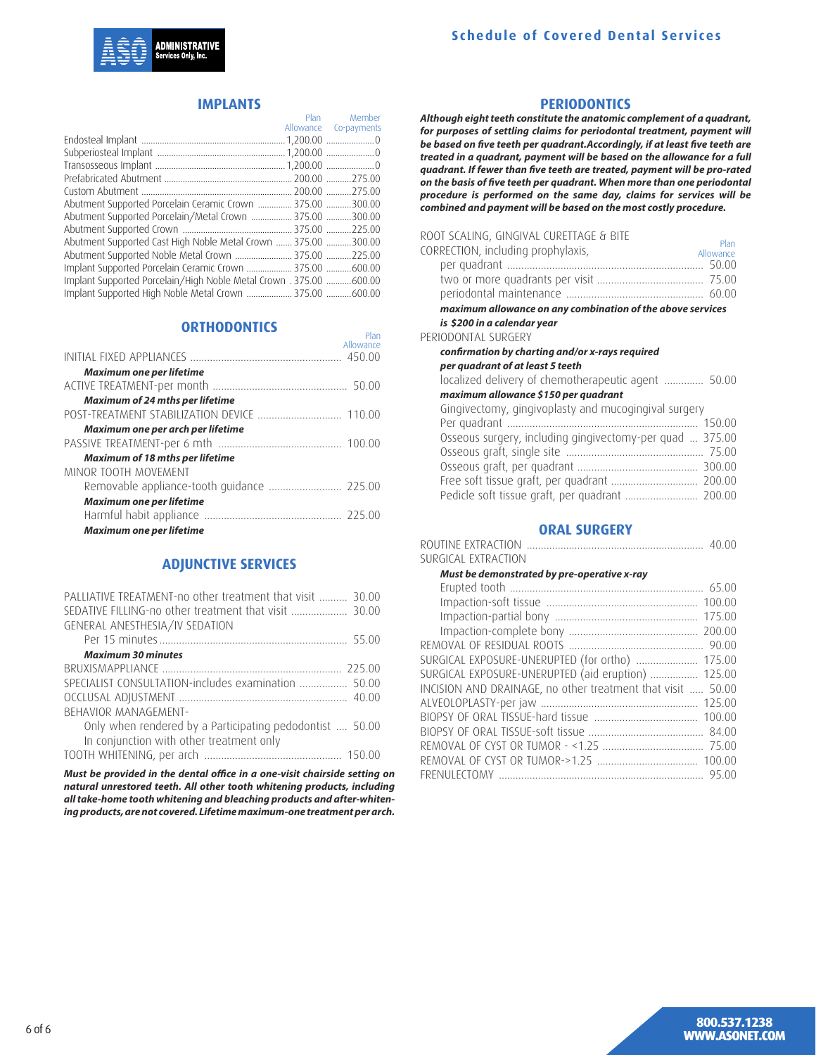## IMPLANTS

| | Plan Allowance | Member Co-payments |
|---|---|---|
| Endosteal Implant | 1,200.00 | 0 |
| Subperiosteal Implant | 1,200.00 | 0 |
| Transosseous Implant | 1,200.00 | 0 |
| Prefabricated Abutment | 200.00 | 275.00 |
| Custom Abutment | 200.00 | 275.00 |
| Abutment Supported Porcelain Ceramic Crown | 375.00 | 300.00 |
| Abutment Supported Porcelain/Metal Crown | 375.00 | 300.00 |
| Abutment Supported Crown | 375.00 | 225.00 |
| Abutment Supported Cast High Noble Metal Crown | 375.00 | 300.00 |
| Abutment Supported Noble Metal Crown | 375.00 | 225.00 |
| Implant Supported Porcelain Ceramic Crown | 375.00 | 600.00 |
| Implant Supported Porcelain/High Noble Metal Crown | 375.00 | 600.00 |
| Implant Supported High Noble Metal Crown | 375.00 | 600.00 |

## ORTHODONTICS

| | Plan Allowance |
|---|---|
| INITIAL FIXED APPLIANCES | 450.00 |
| ***Maximum one per lifetime*** | |
| ACTIVE TREATMENT-per month | 50.00 |
| ***Maximum of 24 mths per lifetime*** | |
| POST-TREATMENT STABILIZATION DEVICE | 110.00 |
| ***Maximum one per arch per lifetime*** | |
| PASSIVE TREATMENT-per 6 mth | 100.00 |
| ***Maximum of 18 mths per lifetime*** | |
| MINOR TOOTH MOVEMENT | |
| Removable appliance-tooth guidance | 225.00 |
| ***Maximum one per lifetime*** | |
| Harmful habit appliance | 225.00 |
| ***Maximum one per lifetime*** | |

## ADJUNCTIVE SERVICES

| | |
|---|---|
| PALLIATIVE TREATMENT-no other treatment that visit | 30.00 |
| SEDATIVE FILLING-no other treatment that visit | 30.00 |
| GENERAL ANESTHESIA/IV SEDATION | |
| Per 15 minutes | 55.00 |
| ***Maximum 30 minutes*** | |
| BRUXISMAPPLIANCE | 225.00 |
| SPECIALIST CONSULTATION-includes examination | 50.00 |
| OCCLUSAL ADJUSTMENT | 40.00 |
| BEHAVIOR MANAGEMENT- Only when rendered by a Participating pedodontist In conjunction with other treatment only | 50.00 |
| TOOTH WHITENING, per arch | 150.00 |

***Must be provided in the dental office in a one-visit chairside setting on natural unrestored teeth. All other tooth whitening products, including all take-home tooth whitening and bleaching products and after-whitening products, are not covered. Lifetime maximum-one treatment per arch.***

## PERIODONTICS

***Although eight teeth constitute the anatomic complement of a quadrant, for purposes of settling claims for periodontal treatment, payment will be based on five teeth per quadrant. Accordingly, if at least five teeth are treated in a quadrant, payment will be based on the allowance for a full quadrant. If fewer than five teeth are treated, payment will be pro-rated on the basis of five teeth per quadrant. When more than one periodontal procedure is performed on the same day, claims for services will be combined and payment will be based on the most costly procedure.***

| | Plan Allowance |
|---|---|
| ROOT SCALING, GINGIVAL CURETTAGE & BITE CORRECTION, including prophylaxis, | |
| per quadrant | 50.00 |
| two or more quadrants per visit | 75.00 |
| periodontal maintenance | 60.00 |
| ***maximum allowance on any combination of the above services is $200 in a calendar year*** | |
| PERIODONTAL SURGERY | |
| ***confirmation by charting and/or x-rays required per quadrant of at least 5 teeth*** | |
| localized delivery of chemotherapeutic agent | 50.00 |
| ***maximum allowance $150 per quadrant*** | |
| Gingivectomy, gingivoplasty and mucogingival surgery Per quadrant | 150.00 |
| Osseous surgery, including gingivectomy-per quad | 375.00 |
| Osseous graft, single site | 75.00 |
| Osseous graft, per quadrant | 300.00 |
| Free soft tissue graft, per quadrant | 200.00 |
| Pedicle soft tissue graft, per quadrant | 200.00 |

## ORAL SURGERY

| | |
|---|---|
| ROUTINE EXTRACTION | 40.00 |
| SURGICAL EXTRACTION | |
| ***Must be demonstrated by pre-operative x-ray*** | |
| Erupted tooth | 65.00 |
| Impaction-soft tissue | 100.00 |
| Impaction-partial bony | 175.00 |
| Impaction-complete bony | 200.00 |
| REMOVAL OF RESIDUAL ROOTS | 90.00 |
| SURGICAL EXPOSURE-UNERUPTED (for ortho) | 175.00 |
| SURGICAL EXPOSURE-UNERUPTED (aid eruption) | 125.00 |
| INCISION AND DRAINAGE, no other treatment that visit | 50.00 |
| ALVEOLOPLASTY-per jaw | 125.00 |
| BIOPSY OF ORAL TISSUE-hard tissue | 100.00 |
| BIOPSY OF ORAL TISSUE-soft tissue | 84.00 |
| REMOVAL OF CYST OR TUMOR - <1.25 | 75.00 |
| REMOVAL OF CYST OR TUMOR->1.25 | 100.00 |
| FRENULECTOMY | 95.00 |